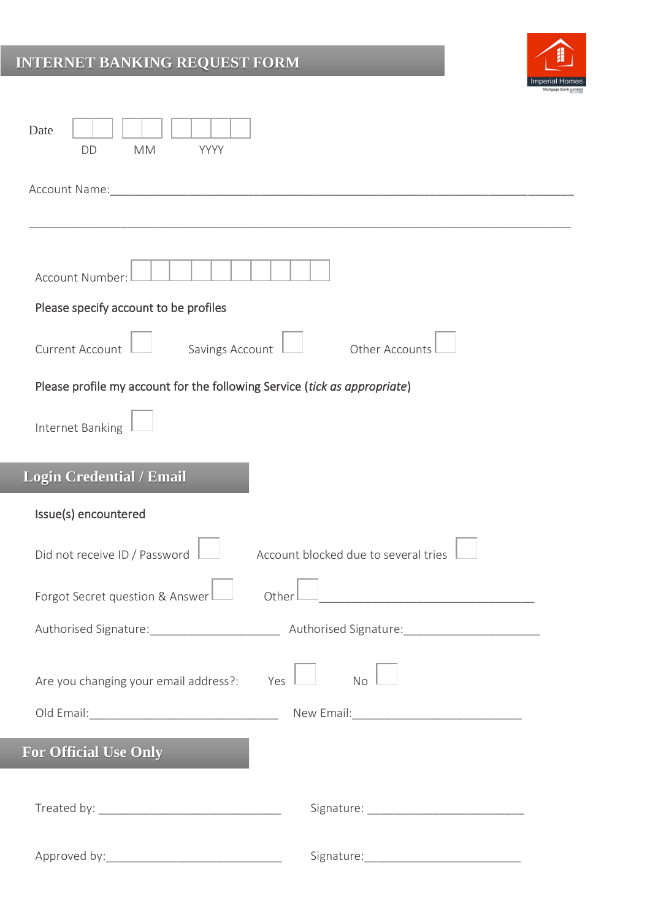# INTERNET BANKING REQUEST FORM

Imperial Homes

Mortgage Bank Limited

Date ☐☐ ☐☐ ☐☐☐☐
DD MM YYYY

Account Name:_______________________________________________________________________

_____________________________________________________________________________________

Account Number: ☐☐☐☐☐☐☐☐☐☐

Please specify account to be profiles

Current Account ☐ Savings Account ☐ Other Accounts ☐

Please profile my account for the following Service (*tick as appropriate*)

Internet Banking ☐

## Login Credential / Email

Issue(s) encountered

Did not receive ID / Password ☐ Account blocked due to several tries ☐

Forgot Secret question & Answer ☐ Other ☐ ________________________________

Authorised Signature:____________________ Authorised Signature:_____________________

Are you changing your email address?: Yes ☐ No ☐

Old Email:_____________________________ New Email:__________________________

## For Official Use Only

Treated by: ____________________________ Signature: _______________________

Approved by:___________________________ Signature:________________________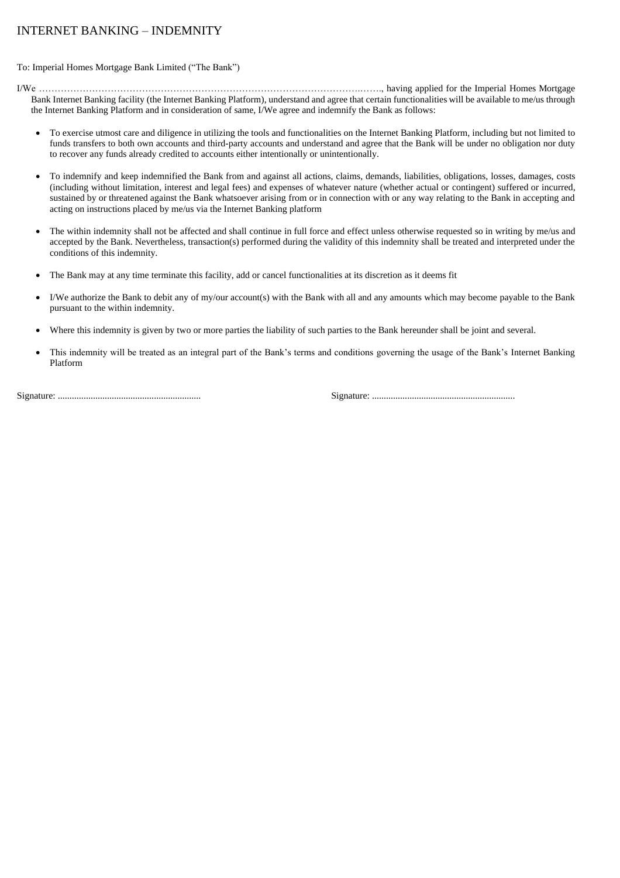# INTERNET BANKING – INDEMNITY

To: Imperial Homes Mortgage Bank Limited ("The Bank")

I/We ……………………………………………………………………………………………………., having applied for the Imperial Homes Mortgage Bank Internet Banking facility (the Internet Banking Platform), understand and agree that certain functionalities will be available to me/us through the Internet Banking Platform and in consideration of same, I/We agree and indemnify the Bank as follows:

- To exercise utmost care and diligence in utilizing the tools and functionalities on the Internet Banking Platform, including but not limited to funds transfers to both own accounts and third-party accounts and understand and agree that the Bank will be under no obligation nor duty to recover any funds already credited to accounts either intentionally or unintentionally.

- To indemnify and keep indemnified the Bank from and against all actions, claims, demands, liabilities, obligations, losses, damages, costs (including without limitation, interest and legal fees) and expenses of whatever nature (whether actual or contingent) suffered or incurred, sustained by or threatened against the Bank whatsoever arising from or in connection with or any way relating to the Bank in accepting and acting on instructions placed by me/us via the Internet Banking platform

- The within indemnity shall not be affected and shall continue in full force and effect unless otherwise requested so in writing by me/us and accepted by the Bank. Nevertheless, transaction(s) performed during the validity of this indemnity shall be treated and interpreted under the conditions of this indemnity.

- The Bank may at any time terminate this facility, add or cancel functionalities at its discretion as it deems fit

- I/We authorize the Bank to debit any of my/our account(s) with the Bank with all and any amounts which may become payable to the Bank pursuant to the within indemnity.

- Where this indemnity is given by two or more parties the liability of such parties to the Bank hereunder shall be joint and several.

- This indemnity will be treated as an integral part of the Bank's terms and conditions governing the usage of the Bank's Internet Banking Platform

Signature: ............................................................ Signature: ............................................................